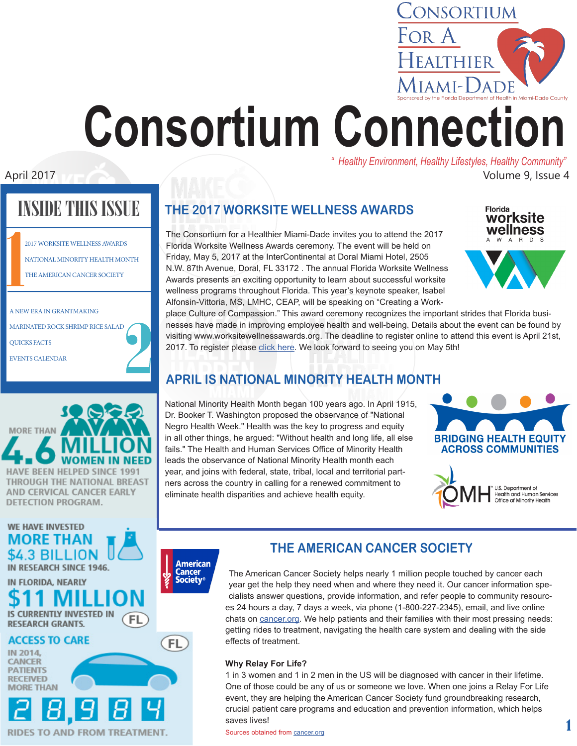# Consortium Connection

Consortium For A Healthier Miami-Dade

Sponsored by the Florida Department of Health in Miami-Dade County

*" Healthy Environment, Healthy Lifestyles, Healthy Community"*

April 2017

Volume 9, Issue 4

## INSIDE THIS ISSUE

**1**

- 2017 WORKSITE WELLNESS AWARDS
- NATIONAL MINORITY HEALTH MONTH
- THE AMERICAN CANCER SOCIETY

**2**

- A NEW ERA IN GRANTMAKING
- MARINATED ROCK SHRIMP RICE SALAD
- QUICKS FACTS
- EVENTS CALENDAR

MORE THAN 4.6 MILLION WOMEN IN NEED HAVE BEEN HELPED SINCE 1991 THROUGH THE NATIONAL BREAST AND CERVICAL CANCER EARLY DETECTION PROGRAM.

WE HAVE INVESTED MORE THAN $4.3 BILLION IN RESEARCH SINCE 1946.

IN FLORIDA, NEARLY $11 MILLION IS CURRENTLY INVESTED IN RESEARCH GRANTS. FL

ACCESS TO CARE FL

IN 2014, CANCER PATIENTS RECEIVED MORE THAN 28,984 RIDES TO AND FROM TREATMENT.

## THE 2017 WORKSITE WELLNESS AWARDS

Florida worksite wellness AWARDS

The Consortium for a Healthier Miami-Dade invites you to attend the 2017 Florida Worksite Wellness Awards ceremony. The event will be held on Friday, May 5, 2017 at the InterContinental at Doral Miami Hotel, 2505 N.W. 87th Avenue, Doral, FL 33172 . The annual Florida Worksite Wellness Awards presents an exciting opportunity to learn about successful worksite wellness programs throughout Florida. This year's keynote speaker, Isabel Alfonsin-Vittoria, MS, LMHC, CEAP, will be speaking on "Creating a Work-place Culture of Compassion." This award ceremony recognizes the important strides that Florida businesses have made in improving employee health and well-being. Details about the event can be found by visiting www.worksitewellnessawards.org. The deadline to register online to attend this event is April 21st, 2017. To register please click here. We look forward to seeing you on May 5th!

## APRIL IS NATIONAL MINORITY HEALTH MONTH

National Minority Health Month began 100 years ago. In April 1915, Dr. Booker T. Washington proposed the observance of "National Negro Health Week." Health was the key to progress and equity in all other things, he argued: "Without health and long life, all else fails." The Health and Human Services Office of Minority Health leads the observance of National Minority Health month each year, and joins with federal, state, tribal, local and territorial partners across the country in calling for a renewed commitment to eliminate health disparities and achieve health equity.

BRIDGING HEALTH EQUITY ACROSS COMMUNITIES

OMH U.S. Department of Health and Human Services Office of Minority Health

## THE AMERICAN CANCER SOCIETY

American Cancer Society®

The American Cancer Society helps nearly 1 million people touched by cancer each year get the help they need when and where they need it. Our cancer information specialists answer questions, provide information, and refer people to community resources 24 hours a day, 7 days a week, via phone (1-800-227-2345), email, and live online chats on cancer.org. We help patients and their families with their most pressing needs: getting rides to treatment, navigating the health care system and dealing with the side effects of treatment.

**Why Relay For Life?**

1 in 3 women and 1 in 2 men in the US will be diagnosed with cancer in their lifetime. One of those could be any of us or someone we love. When one joins a Relay For Life event, they are helping the American Cancer Society fund groundbreaking research, crucial patient care programs and education and prevention information, which helps saves lives!

Sources obtained from cancer.org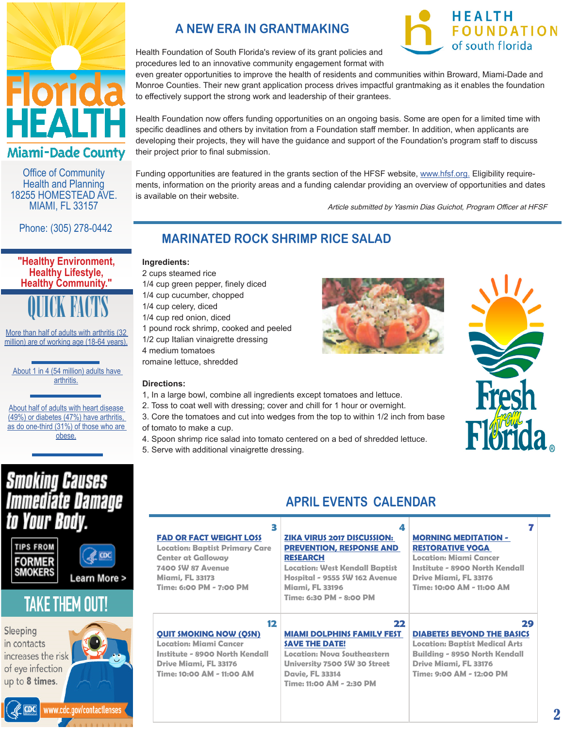Florida HEALTH

Miami-Dade County

Office of Community Health and Planning
18255 HOMESTEAD AVE.
MIAMI, FL 33157

Phone: (305) 278-0442

"Healthy Environment, Healthy Lifestyle, Healthy Community."

## QUICK FACTS

More than half of adults with arthritis (32 million) are of working age (18-64 years).

About 1 in 4 (54 million) adults have arthritis.

About half of adults with heart disease (49%) or diabetes (47%) have arthritis, as do one-third (31%) of those who are obese.

Smoking Causes Immediate Damage to Your Body.

TIPS FROM FORMER SMOKERS

CDC

Learn More >

TAKE THEM OUT!

Sleeping in contacts increases the risk of eye infection up to 8 times.

CDC www.cdc.gov/contactlenses

## A NEW ERA IN GRANTMAKING

HEALTH FOUNDATION of south florida

Health Foundation of South Florida's review of its grant policies and procedures led to an innovative community engagement format with even greater opportunities to improve the health of residents and communities within Broward, Miami-Dade and Monroe Counties. Their new grant application process drives impactful grantmaking as it enables the foundation to effectively support the strong work and leadership of their grantees.

Health Foundation now offers funding opportunities on an ongoing basis. Some are open for a limited time with specific deadlines and others by invitation from a Foundation staff member. In addition, when applicants are developing their projects, they will have the guidance and support of the Foundation's program staff to discuss their project prior to final submission.

Funding opportunities are featured in the grants section of the HFSF website, www.hfsf.org. Eligibility requirements, information on the priority areas and a funding calendar providing an overview of opportunities and dates is available on their website.

*Article submitted by Yasmin Dias Guichot, Program Officer at HFSF*

## MARINATED ROCK SHRIMP RICE SALAD

**Ingredients:**

2 cups steamed rice
1/4 cup green pepper, finely diced
1/4 cup cucumber, chopped
1/4 cup celery, diced
1/4 cup red onion, diced
1 pound rock shrimp, cooked and peeled
1/2 cup Italian vinaigrette dressing
4 medium tomatoes
romaine lettuce, shredded

**Directions:**

1, In a large bowl, combine all ingredients except tomatoes and lettuce.
2. Toss to coat well with dressing; cover and chill for 1 hour or overnight.
3. Core the tomatoes and cut into wedges from the top to within 1/2 inch from base of tomato to make a cup.
4. Spoon shrimp rice salad into tomato centered on a bed of shredded lettuce.
5. Serve with additional vinaigrette dressing.

Fresh from Florida

## APRIL EVENTS CALENDAR

| | | |
|---|---|---|
| **3**<br>**FAD OR FACT WEIGHT LOSS**<br>Location: Baptist Primary Care Center at Galloway<br>7400 SW 87 Avenue<br>Miami, FL 33173<br>Time: 6:00 PM - 7:00 PM | **4**<br>**ZIKA VIRUS 2017 DISCUSSION: PREVENTION, RESPONSE AND RESEARCH**<br>Location: West Kendall Baptist Hospital - 9555 SW 162 Avenue<br>Miami, FL 33196<br>Time: 6:30 PM - 8:00 PM | **7**<br>**MORNING MEDITATION - RESTORATIVE YOGA**<br>Location: Miami Cancer Institute - 8900 North Kendall Drive Miami, FL 33176<br>Time: 10:00 AM - 11:00 AM |
| **12**<br>**QUIT SMOKING NOW (QSN)**<br>Location: Miami Cancer Institute - 8900 North Kendall Drive Miami, FL 33176<br>Time: 10:00 AM - 11:00 AM | **22**<br>**MIAMI DOLPHINS FAMILY FEST SAVE THE DATE!**<br>Location: Nova Southeastern University 7500 SW 30 Street<br>Davie, FL 33314<br>Time: 11:00 AM - 2:30 PM | **29**<br>**DIABETES BEYOND THE BASICS**<br>Location: Baptist Medical Arts Building - 8950 North Kendall Drive Miami, FL 33176<br>Time: 9:00 AM - 12:00 PM |